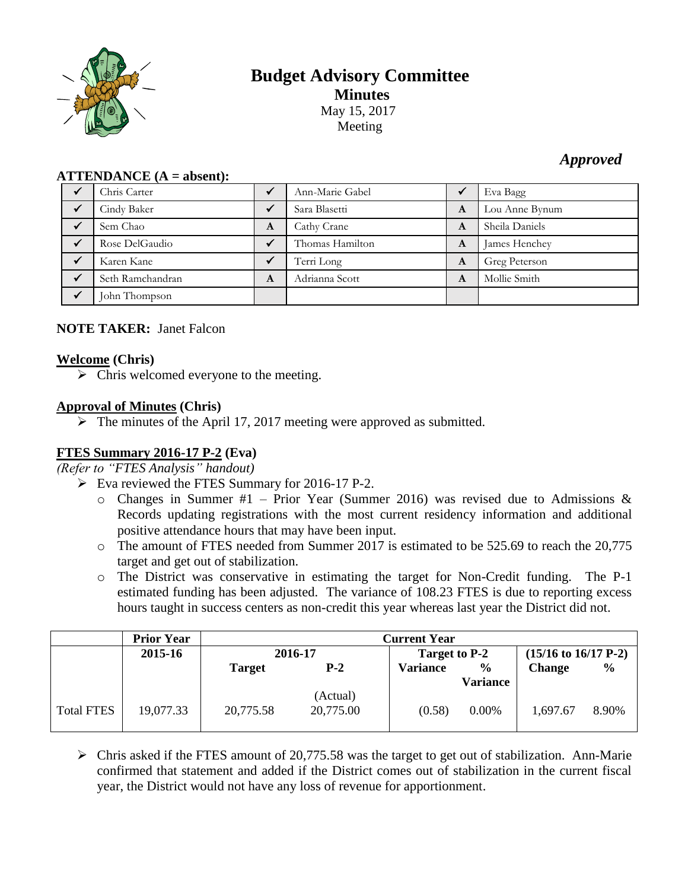# Budget Advisory Committee

## Minutes

May 15, 2017

Meeting

***Approved***

**ATTENDANCE (A = absent):**

| | | | | | |
|---|---|---|---|---|---|
| ✓ | Chris Carter | ✓ | Ann-Marie Gabel | ✓ | Eva Bagg |
| ✓ | Cindy Baker | ✓ | Sara Blasetti | A | Lou Anne Bynum |
| ✓ | Sem Chao | A | Cathy Crane | A | Sheila Daniels |
| ✓ | Rose DelGaudio | ✓ | Thomas Hamilton | A | James Henchey |
| ✓ | Karen Kane | ✓ | Terri Long | A | Greg Peterson |
| ✓ | Seth Ramchandran | A | Adrianna Scott | A | Mollie Smith |
| ✓ | John Thompson | | | | |

**NOTE TAKER:** Janet Falcon

**Welcome (Chris)**

- Chris welcomed everyone to the meeting.

**Approval of Minutes (Chris)**

- The minutes of the April 17, 2017 meeting were approved as submitted.

**FTES Summary 2016-17 P-2 (Eva)**

*(Refer to "FTES Analysis" handout)*

- Eva reviewed the FTES Summary for 2016-17 P-2.
  - Changes in Summer #1 – Prior Year (Summer 2016) was revised due to Admissions & Records updating registrations with the most current residency information and additional positive attendance hours that may have been input.
  - The amount of FTES needed from Summer 2017 is estimated to be 525.69 to reach the 20,775 target and get out of stabilization.
  - The District was conservative in estimating the target for Non-Credit funding. The P-1 estimated funding has been adjusted. The variance of 108.23 FTES is due to reporting excess hours taught in success centers as non-credit this year whereas last year the District did not.

| | Prior Year | Current Year | | | | | |
|---|---|---|---|---|---|---|---|
| | 2015-16 | 2016-17 | | Target to P-2 | | (15/16 to 16/17 P-2) | |
| | | Target | P-2 | Variance | % Variance | Change | % |
| Total FTES | 19,077.33 | 20,775.58 | (Actual) 20,775.00 | (0.58) | 0.00% | 1,697.67 | 8.90% |

- Chris asked if the FTES amount of 20,775.58 was the target to get out of stabilization. Ann-Marie confirmed that statement and added if the District comes out of stabilization in the current fiscal year, the District would not have any loss of revenue for apportionment.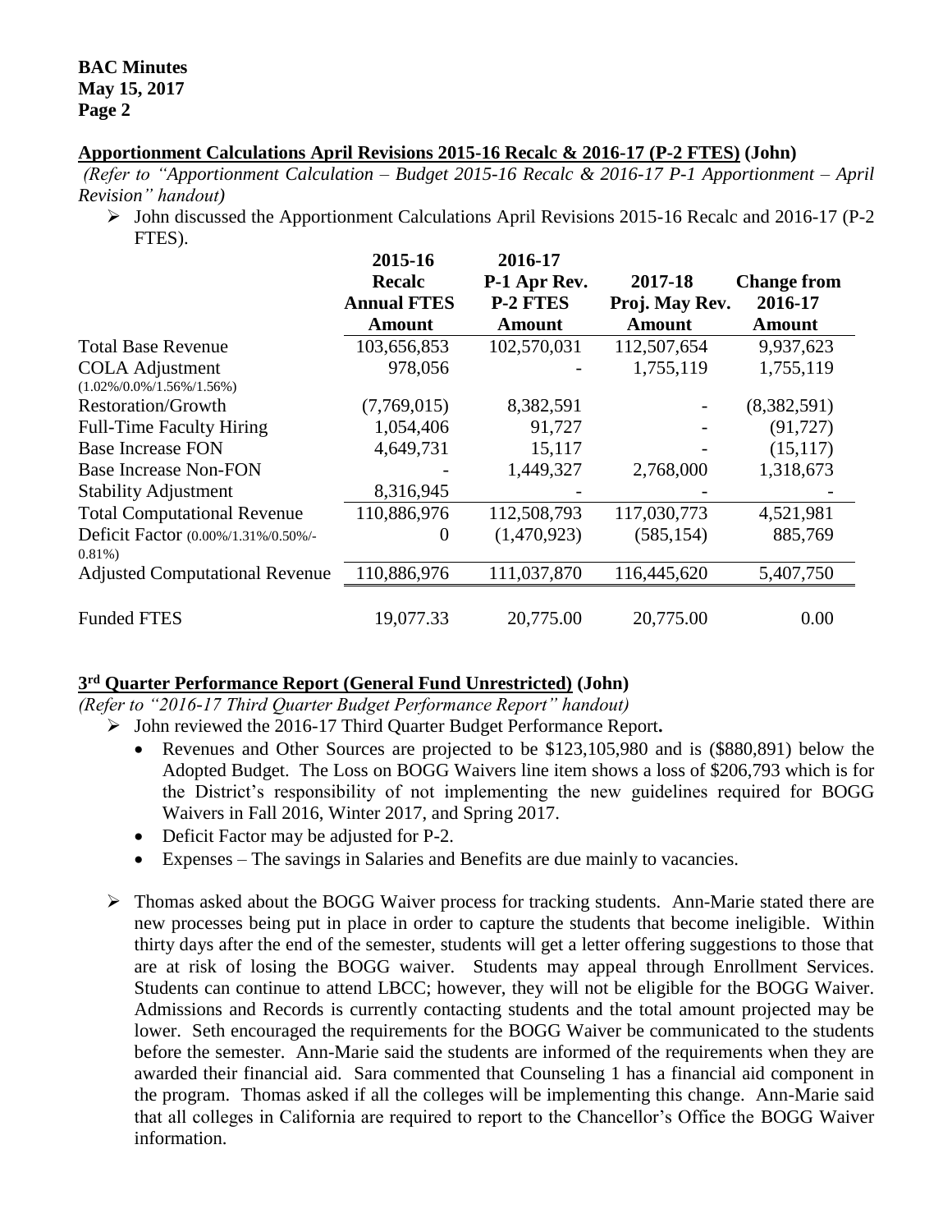## Apportionment Calculations April Revisions 2015-16 Recalc & 2016-17 (P-2 FTES) (John)

*(Refer to "Apportionment Calculation – Budget 2015-16 Recalc & 2016-17 P-1 Apportionment – April Revision" handout)*

- John discussed the Apportionment Calculations April Revisions 2015-16 Recalc and 2016-17 (P-2 FTES).

| | 2015-16 Recalc Annual FTES Amount | 2016-17 P-1 Apr Rev. P-2 FTES Amount | 2017-18 Proj. May Rev. Amount | Change from 2016-17 Amount |
|---|---|---|---|---|
| Total Base Revenue | 103,656,853 | 102,570,031 | 112,507,654 | 9,937,623 |
| COLA Adjustment (1.02%/0.0%/1.56%/1.56%) | 978,056 | - | 1,755,119 | 1,755,119 |
| Restoration/Growth | (7,769,015) | 8,382,591 | - | (8,382,591) |
| Full-Time Faculty Hiring | 1,054,406 | 91,727 | - | (91,727) |
| Base Increase FON | 4,649,731 | 15,117 | - | (15,117) |
| Base Increase Non-FON | - | 1,449,327 | 2,768,000 | 1,318,673 |
| Stability Adjustment | 8,316,945 | - | - | - |
| Total Computational Revenue | 110,886,976 | 112,508,793 | 117,030,773 | 4,521,981 |
| Deficit Factor (0.00%/1.31%/0.50%/-0.81%) | 0 | (1,470,923) | (585,154) | 885,769 |
| Adjusted Computational Revenue | 110,886,976 | 111,037,870 | 116,445,620 | 5,407,750 |
| Funded FTES | 19,077.33 | 20,775.00 | 20,775.00 | 0.00 |

## 3rd Quarter Performance Report (General Fund Unrestricted) (John)

*(Refer to "2016-17 Third Quarter Budget Performance Report" handout)*

- John reviewed the 2016-17 Third Quarter Budget Performance Report**.**
  - Revenues and Other Sources are projected to be $123,105,980 and is ($880,891) below the Adopted Budget. The Loss on BOGG Waivers line item shows a loss of $206,793 which is for the District's responsibility of not implementing the new guidelines required for BOGG Waivers in Fall 2016, Winter 2017, and Spring 2017.
  - Deficit Factor may be adjusted for P-2.
  - Expenses – The savings in Salaries and Benefits are due mainly to vacancies.

- Thomas asked about the BOGG Waiver process for tracking students. Ann-Marie stated there are new processes being put in place in order to capture the students that become ineligible. Within thirty days after the end of the semester, students will get a letter offering suggestions to those that are at risk of losing the BOGG waiver. Students may appeal through Enrollment Services. Students can continue to attend LBCC; however, they will not be eligible for the BOGG Waiver. Admissions and Records is currently contacting students and the total amount projected may be lower. Seth encouraged the requirements for the BOGG Waiver be communicated to the students before the semester. Ann-Marie said the students are informed of the requirements when they are awarded their financial aid. Sara commented that Counseling 1 has a financial aid component in the program. Thomas asked if all the colleges will be implementing this change. Ann-Marie said that all colleges in California are required to report to the Chancellor's Office the BOGG Waiver information.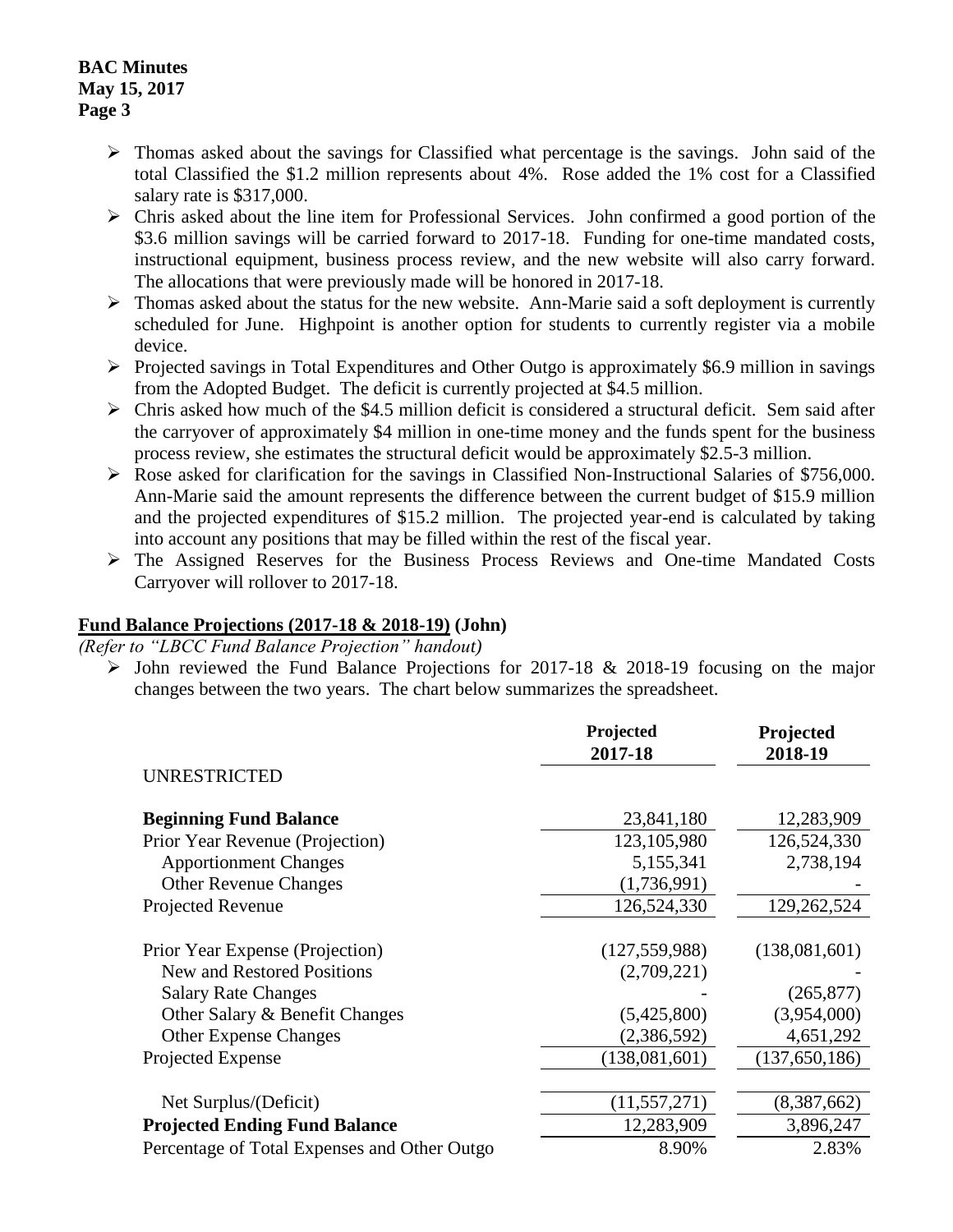- Thomas asked about the savings for Classified what percentage is the savings. John said of the total Classified the $1.2 million represents about 4%. Rose added the 1% cost for a Classified salary rate is $317,000.
- Chris asked about the line item for Professional Services. John confirmed a good portion of the $3.6 million savings will be carried forward to 2017-18. Funding for one-time mandated costs, instructional equipment, business process review, and the new website will also carry forward. The allocations that were previously made will be honored in 2017-18.
- Thomas asked about the status for the new website. Ann-Marie said a soft deployment is currently scheduled for June. Highpoint is another option for students to currently register via a mobile device.
- Projected savings in Total Expenditures and Other Outgo is approximately $6.9 million in savings from the Adopted Budget. The deficit is currently projected at $4.5 million.
- Chris asked how much of the $4.5 million deficit is considered a structural deficit. Sem said after the carryover of approximately $4 million in one-time money and the funds spent for the business process review, she estimates the structural deficit would be approximately $2.5-3 million.
- Rose asked for clarification for the savings in Classified Non-Instructional Salaries of $756,000. Ann-Marie said the amount represents the difference between the current budget of $15.9 million and the projected expenditures of $15.2 million. The projected year-end is calculated by taking into account any positions that may be filled within the rest of the fiscal year.
- The Assigned Reserves for the Business Process Reviews and One-time Mandated Costs Carryover will rollover to 2017-18.

**Fund Balance Projections (2017-18 & 2018-19) (John)**

*(Refer to "LBCC Fund Balance Projection" handout)*

- John reviewed the Fund Balance Projections for 2017-18 & 2018-19 focusing on the major changes between the two years. The chart below summarizes the spreadsheet.

| | Projected 2017-18 | Projected 2018-19 |
|---|---|---|
| UNRESTRICTED | | |
| **Beginning Fund Balance** | 23,841,180 | 12,283,909 |
| Prior Year Revenue (Projection) | 123,105,980 | 126,524,330 |
| Apportionment Changes | 5,155,341 | 2,738,194 |
| Other Revenue Changes | (1,736,991) | - |
| Projected Revenue | 126,524,330 | 129,262,524 |
| Prior Year Expense (Projection) | (127,559,988) | (138,081,601) |
| New and Restored Positions | (2,709,221) | - |
| Salary Rate Changes | - | (265,877) |
| Other Salary & Benefit Changes | (5,425,800) | (3,954,000) |
| Other Expense Changes | (2,386,592) | 4,651,292 |
| Projected Expense | (138,081,601) | (137,650,186) |
| Net Surplus/(Deficit) | (11,557,271) | (8,387,662) |
| **Projected Ending Fund Balance** | 12,283,909 | 3,896,247 |
| Percentage of Total Expenses and Other Outgo | 8.90% | 2.83% |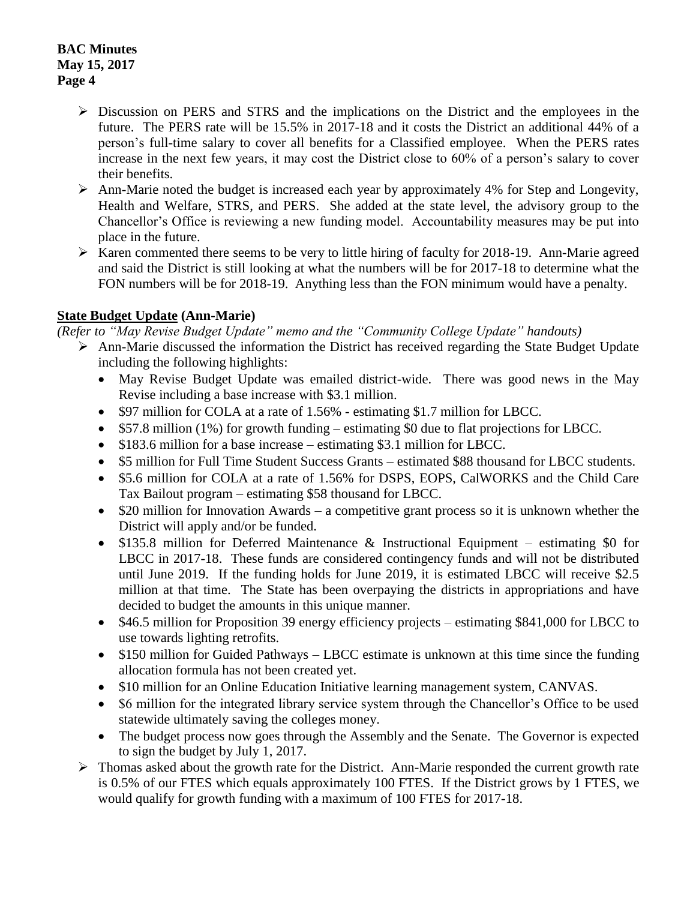- Discussion on PERS and STRS and the implications on the District and the employees in the future. The PERS rate will be 15.5% in 2017-18 and it costs the District an additional 44% of a person's full-time salary to cover all benefits for a Classified employee. When the PERS rates increase in the next few years, it may cost the District close to 60% of a person's salary to cover their benefits.
- Ann-Marie noted the budget is increased each year by approximately 4% for Step and Longevity, Health and Welfare, STRS, and PERS. She added at the state level, the advisory group to the Chancellor's Office is reviewing a new funding model. Accountability measures may be put into place in the future.
- Karen commented there seems to be very to little hiring of faculty for 2018-19. Ann-Marie agreed and said the District is still looking at what the numbers will be for 2017-18 to determine what the FON numbers will be for 2018-19. Anything less than the FON minimum would have a penalty.

**State Budget Update (Ann-Marie)**

*(Refer to "May Revise Budget Update" memo and the "Community College Update" handouts)*

- Ann-Marie discussed the information the District has received regarding the State Budget Update including the following highlights:
  - May Revise Budget Update was emailed district-wide. There was good news in the May Revise including a base increase with $3.1 million.
  - $97 million for COLA at a rate of 1.56% - estimating $1.7 million for LBCC.
  - $57.8 million (1%) for growth funding – estimating $0 due to flat projections for LBCC.
  - $183.6 million for a base increase – estimating $3.1 million for LBCC.
  - $5 million for Full Time Student Success Grants – estimated $88 thousand for LBCC students.
  - $5.6 million for COLA at a rate of 1.56% for DSPS, EOPS, CalWORKS and the Child Care Tax Bailout program – estimating $58 thousand for LBCC.
  - $20 million for Innovation Awards – a competitive grant process so it is unknown whether the District will apply and/or be funded.
  - $135.8 million for Deferred Maintenance & Instructional Equipment – estimating $0 for LBCC in 2017-18. These funds are considered contingency funds and will not be distributed until June 2019. If the funding holds for June 2019, it is estimated LBCC will receive $2.5 million at that time. The State has been overpaying the districts in appropriations and have decided to budget the amounts in this unique manner.
  - $46.5 million for Proposition 39 energy efficiency projects – estimating $841,000 for LBCC to use towards lighting retrofits.
  - $150 million for Guided Pathways – LBCC estimate is unknown at this time since the funding allocation formula has not been created yet.
  - $10 million for an Online Education Initiative learning management system, CANVAS.
  - $6 million for the integrated library service system through the Chancellor's Office to be used statewide ultimately saving the colleges money.
  - The budget process now goes through the Assembly and the Senate. The Governor is expected to sign the budget by July 1, 2017.
- Thomas asked about the growth rate for the District. Ann-Marie responded the current growth rate is 0.5% of our FTES which equals approximately 100 FTES. If the District grows by 1 FTES, we would qualify for growth funding with a maximum of 100 FTES for 2017-18.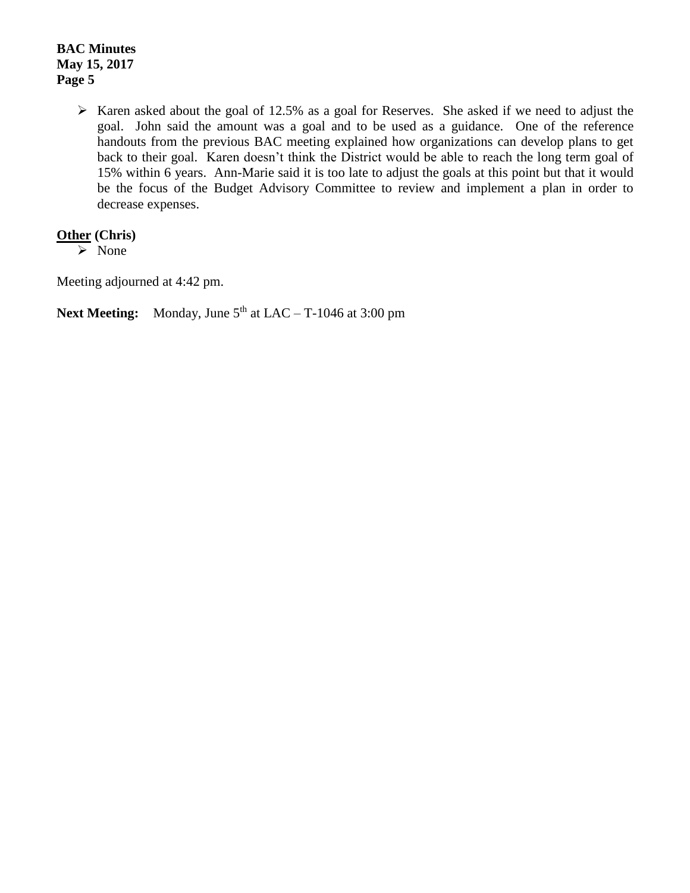- Karen asked about the goal of 12.5% as a goal for Reserves. She asked if we need to adjust the goal. John said the amount was a goal and to be used as a guidance. One of the reference handouts from the previous BAC meeting explained how organizations can develop plans to get back to their goal. Karen doesn't think the District would be able to reach the long term goal of 15% within 6 years. Ann-Marie said it is too late to adjust the goals at this point but that it would be the focus of the Budget Advisory Committee to review and implement a plan in order to decrease expenses.

**Other (Chris)**

- None

Meeting adjourned at 4:42 pm.

**Next Meeting:** Monday, June 5th at LAC – T-1046 at 3:00 pm